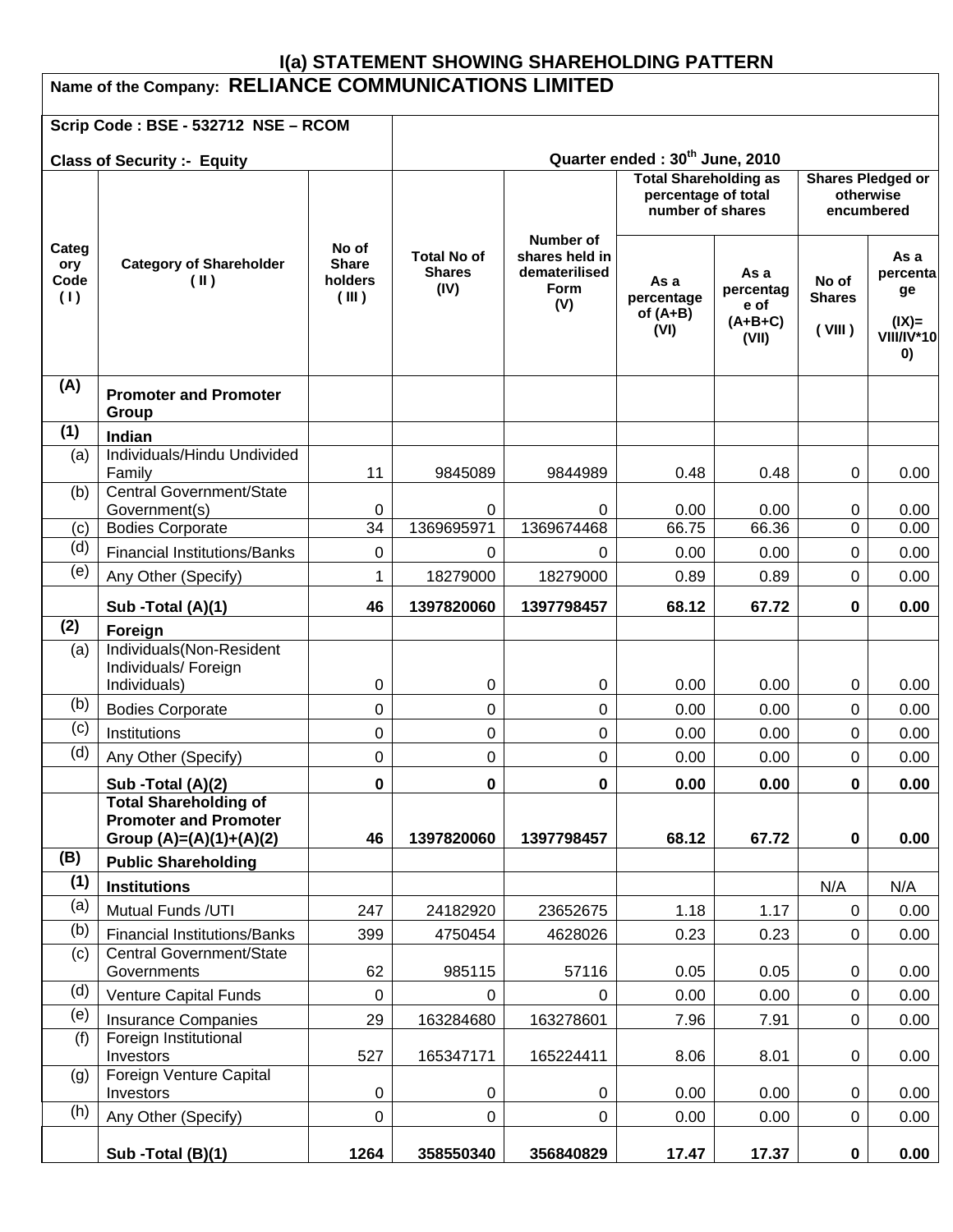# I(a) STATEMENT SHOWING SHAREHOLDING PATTERN

**Name of the Company: RELIANCE COMMUNICATIONS LIMITED**

**Scrip Code : BSE - 532712 NSE – RCOM**

**Class of Security :- Equity**

**Quarter ended : 30th June, 2010**

| Category Code (I) | Category of Shareholder (II) | No of Share holders (III) | Total No of Shares (IV) | Number of shares held in dematerialised Form (V) | Total Shareholding as percentage of total number of shares | | Shares Pledged or otherwise encumbered | |
|---|---|---|---|---|---|---|---|---|
| | | | | | As a percentage of (A+B) (VI) | As a percentage of (A+B+C) (VII) | No of Shares (VIII) | As a percentage (IX)= VIII/IV*100) |
| **(A)** | **Promoter and Promoter Group** | | | | | | | |
| **(1)** | **Indian** | | | | | | | |
| (a) | Individuals/Hindu Undivided Family | 11 | 9845089 | 9844989 | 0.48 | 0.48 | 0 | 0.00 |
| (b) | Central Government/State Government(s) | 0 | 0 | 0 | 0.00 | 0.00 | 0 | 0.00 |
| (c) | Bodies Corporate | 34 | 1369695971 | 1369674468 | 66.75 | 66.36 | 0 | 0.00 |
| (d) | Financial Institutions/Banks | 0 | 0 | 0 | 0.00 | 0.00 | 0 | 0.00 |
| (e) | Any Other (Specify) | 1 | 18279000 | 18279000 | 0.89 | 0.89 | 0 | 0.00 |
| | **Sub -Total (A)(1)** | **46** | **1397820060** | **1397798457** | **68.12** | **67.72** | **0** | **0.00** |
| **(2)** | **Foreign** | | | | | | | |
| (a) | Individuals(Non-Resident Individuals/ Foreign Individuals) | 0 | 0 | 0 | 0.00 | 0.00 | 0 | 0.00 |
| (b) | Bodies Corporate | 0 | 0 | 0 | 0.00 | 0.00 | 0 | 0.00 |
| (c) | Institutions | 0 | 0 | 0 | 0.00 | 0.00 | 0 | 0.00 |
| (d) | Any Other (Specify) | 0 | 0 | 0 | 0.00 | 0.00 | 0 | 0.00 |
| | **Sub -Total (A)(2)** | **0** | **0** | **0** | **0.00** | **0.00** | **0** | **0.00** |
| | **Total Shareholding of Promoter and Promoter Group (A)=(A)(1)+(A)(2)** | **46** | **1397820060** | **1397798457** | **68.12** | **67.72** | **0** | **0.00** |
| **(B)** | **Public Shareholding** | | | | | | | |
| **(1)** | **Institutions** | | | | | | N/A | N/A |
| (a) | Mutual Funds /UTI | 247 | 24182920 | 23652675 | 1.18 | 1.17 | 0 | 0.00 |
| (b) | Financial Institutions/Banks | 399 | 4750454 | 4628026 | 0.23 | 0.23 | 0 | 0.00 |
| (c) | Central Government/State Governments | 62 | 985115 | 57116 | 0.05 | 0.05 | 0 | 0.00 |
| (d) | Venture Capital Funds | 0 | 0 | 0 | 0.00 | 0.00 | 0 | 0.00 |
| (e) | Insurance Companies | 29 | 163284680 | 163278601 | 7.96 | 7.91 | 0 | 0.00 |
| (f) | Foreign Institutional Investors | 527 | 165347171 | 165224411 | 8.06 | 8.01 | 0 | 0.00 |
| (g) | Foreign Venture Capital Investors | 0 | 0 | 0 | 0.00 | 0.00 | 0 | 0.00 |
| (h) | Any Other (Specify) | 0 | 0 | 0 | 0.00 | 0.00 | 0 | 0.00 |
| | **Sub -Total (B)(1)** | **1264** | **358550340** | **356840829** | **17.47** | **17.37** | **0** | **0.00** |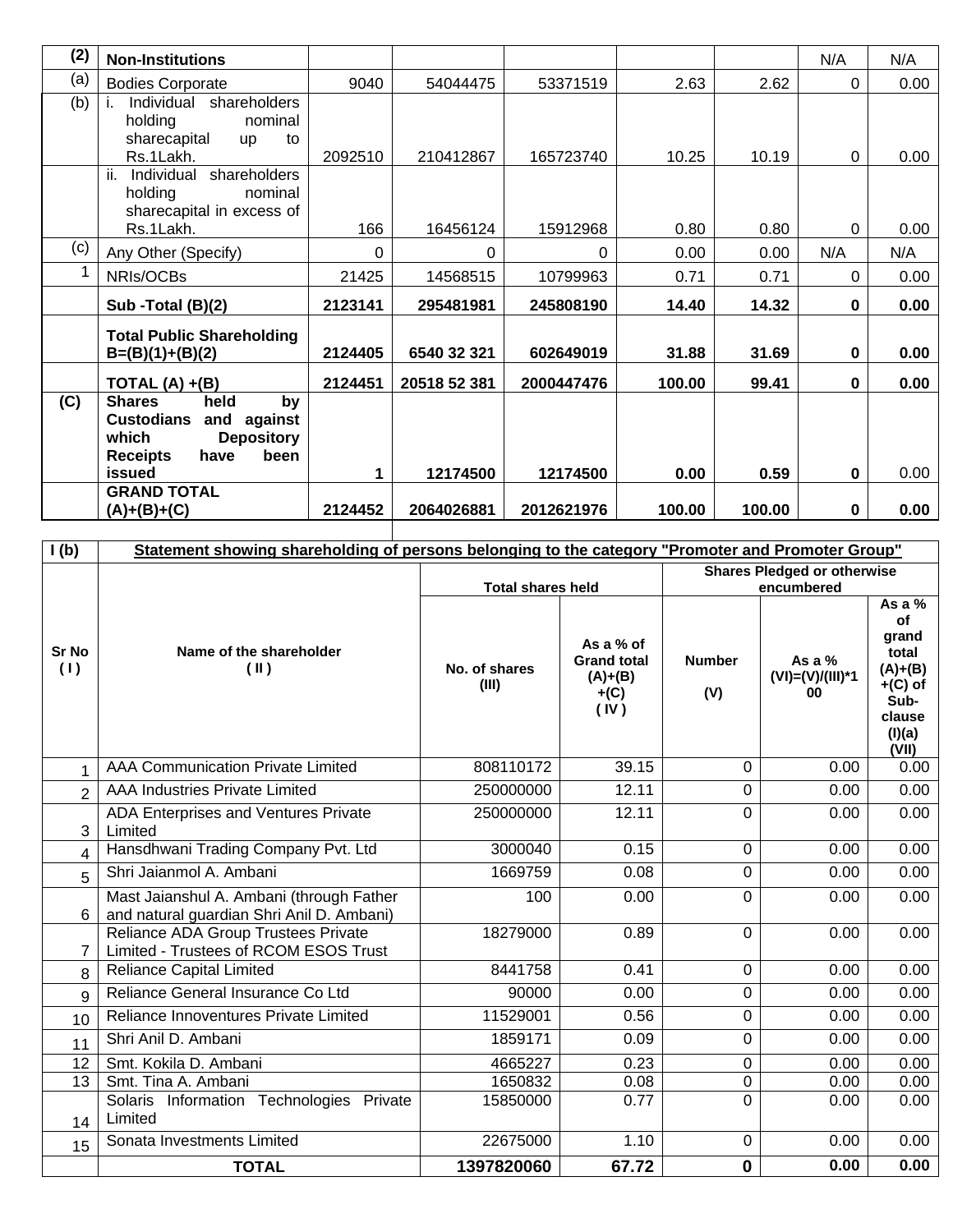| (2) | Non-Institutions | | | | | | N/A | N/A |
|---|---|---|---|---|---|---|---|---|
| (a) | Bodies Corporate | 9040 | 54044475 | 53371519 | 2.63 | 2.62 | 0 | 0.00 |
| (b) | i. Individual shareholders holding nominal sharecapital up to Rs.1Lakh. | 2092510 | 210412867 | 165723740 | 10.25 | 10.19 | 0 | 0.00 |
| | ii. Individual shareholders holding nominal sharecapital in excess of Rs.1Lakh. | 166 | 16456124 | 15912968 | 0.80 | 0.80 | 0 | 0.00 |
| (c) | Any Other (Specify) | 0 | 0 | 0 | 0.00 | 0.00 | N/A | N/A |
| 1 | NRIs/OCBs | 21425 | 14568515 | 10799963 | 0.71 | 0.71 | 0 | 0.00 |
| | **Sub -Total (B)(2)** | **2123141** | **295481981** | **245808190** | **14.40** | **14.32** | **0** | **0.00** |
| | **Total Public Shareholding B=(B)(1)+(B)(2)** | **2124405** | **6540 32 321** | **602649019** | **31.88** | **31.69** | **0** | **0.00** |
| | **TOTAL (A) +(B)** | **2124451** | **20518 52 381** | **2000447476** | **100.00** | **99.41** | **0** | **0.00** |
| **(C)** | **Shares held by Custodians and against which Depository Receipts have been issued** | **1** | **12174500** | **12174500** | **0.00** | **0.59** | **0** | 0.00 |
| | **GRAND TOTAL (A)+(B)+(C)** | **2124452** | **2064026881** | **2012621976** | **100.00** | **100.00** | **0** | **0.00** |

| I (b) | Statement showing shareholding of persons belonging to the category "Promoter and Promoter Group" | | | | | |
|---|---|---|---|---|---|---|
| | | Total shares held | | Shares Pledged or otherwise encumbered | | |
| Sr No ( I ) | Name of the shareholder ( II ) | No. of shares (III) | As a % of Grand total (A)+(B) +(C) ( IV ) | Number (V) | As a % (VI)=(V)/(III)*100 | As a % of grand total (A)+(B) +(C) of Sub-clause (I)(a) (VII) |
| 1 | AAA Communication Private Limited | 808110172 | 39.15 | 0 | 0.00 | 0.00 |
| 2 | AAA Industries Private Limited | 250000000 | 12.11 | 0 | 0.00 | 0.00 |
| 3 | ADA Enterprises and Ventures Private Limited | 250000000 | 12.11 | 0 | 0.00 | 0.00 |
| 4 | Hansdhwani Trading Company Pvt. Ltd | 3000040 | 0.15 | 0 | 0.00 | 0.00 |
| 5 | Shri Jaianmol A. Ambani | 1669759 | 0.08 | 0 | 0.00 | 0.00 |
| 6 | Mast Jaianshul A. Ambani (through Father and natural guardian Shri Anil D. Ambani) | 100 | 0.00 | 0 | 0.00 | 0.00 |
| 7 | Reliance ADA Group Trustees Private Limited - Trustees of RCOM ESOS Trust | 18279000 | 0.89 | 0 | 0.00 | 0.00 |
| 8 | Reliance Capital Limited | 8441758 | 0.41 | 0 | 0.00 | 0.00 |
| 9 | Reliance General Insurance Co Ltd | 90000 | 0.00 | 0 | 0.00 | 0.00 |
| 10 | Reliance Innoventures Private Limited | 11529001 | 0.56 | 0 | 0.00 | 0.00 |
| 11 | Shri Anil D. Ambani | 1859171 | 0.09 | 0 | 0.00 | 0.00 |
| 12 | Smt. Kokila D. Ambani | 4665227 | 0.23 | 0 | 0.00 | 0.00 |
| 13 | Smt. Tina A. Ambani | 1650832 | 0.08 | 0 | 0.00 | 0.00 |
| 14 | Solaris Information Technologies Private Limited | 15850000 | 0.77 | 0 | 0.00 | 0.00 |
| 15 | Sonata Investments Limited | 22675000 | 1.10 | 0 | 0.00 | 0.00 |
| | **TOTAL** | **1397820060** | **67.72** | **0** | **0.00** | **0.00** |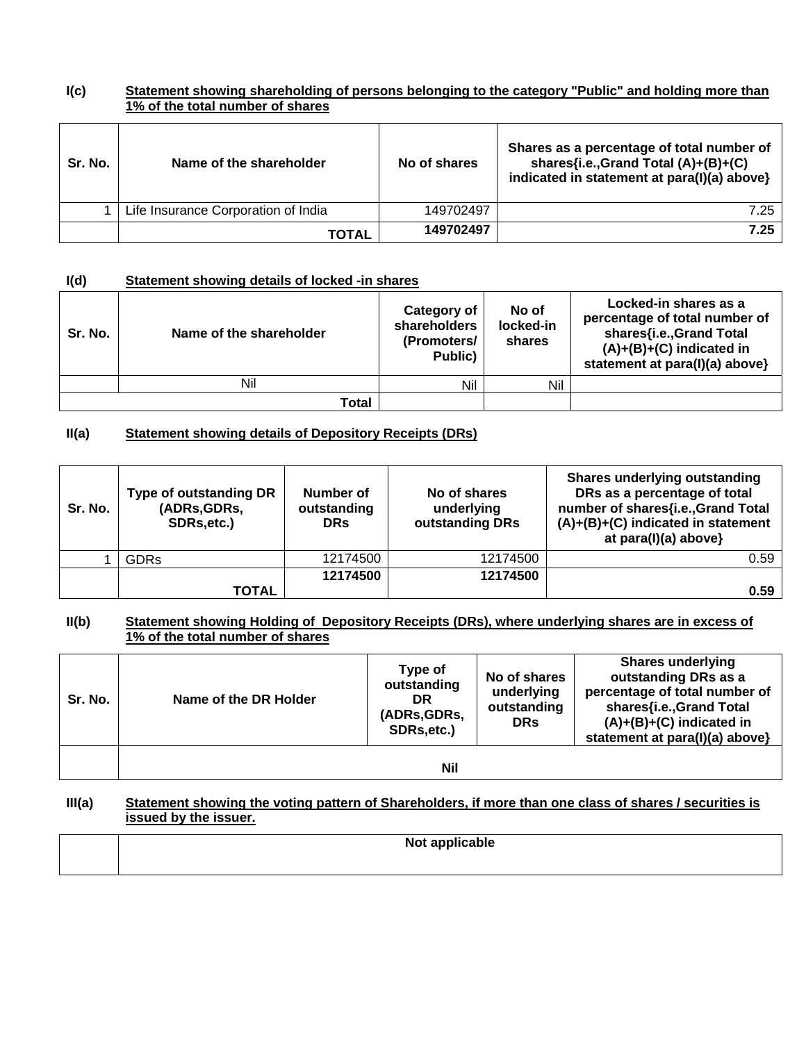**I(c)** **Statement showing shareholding of persons belonging to the category "Public" and holding more than 1% of the total number of shares**

| Sr. No. | Name of the shareholder | No of shares | Shares as a percentage of total number of shares{i.e.,Grand Total (A)+(B)+(C) indicated in statement at para(I)(a) above} |
|---|---|---|---|
| 1 | Life Insurance Corporation of India | 149702497 | 7.25 |
| | **TOTAL** | **149702497** | **7.25** |

**I(d)** **Statement showing details of locked -in shares**

| Sr. No. | Name of the shareholder | Category of shareholders (Promoters/ Public) | No of locked-in shares | Locked-in shares as a percentage of total number of shares{i.e.,Grand Total (A)+(B)+(C) indicated in statement at para(I)(a) above} |
|---|---|---|---|---|
| | Nil | Nil | Nil | |
| | **Total** | | | |

**II(a)** **Statement showing details of Depository Receipts (DRs)**

| Sr. No. | Type of outstanding DR (ADRs,GDRs, SDRs,etc.) | Number of outstanding DRs | No of shares underlying outstanding DRs | Shares underlying outstanding DRs as a percentage of total number of shares{i.e.,Grand Total (A)+(B)+(C) indicated in statement at para(I)(a) above} |
|---|---|---|---|---|
| 1 | GDRs | 12174500 | 12174500 | 0.59 |
| | **TOTAL** | **12174500** | **12174500** | **0.59** |

**II(b)** **Statement showing Holding of Depository Receipts (DRs), where underlying shares are in excess of 1% of the total number of shares**

| Sr. No. | Name of the DR Holder | Type of outstanding DR (ADRs,GDRs, SDRs,etc.) | No of shares underlying outstanding DRs | Shares underlying outstanding DRs as a percentage of total number of shares{i.e.,Grand Total (A)+(B)+(C) indicated in statement at para(I)(a) above} |
|---|---|---|---|---|
| | **Nil** | | | |

**III(a)** **Statement showing the voting pattern of Shareholders, if more than one class of shares / securities is issued by the issuer.**

| | |
|---|---|
| | **Not applicable** |